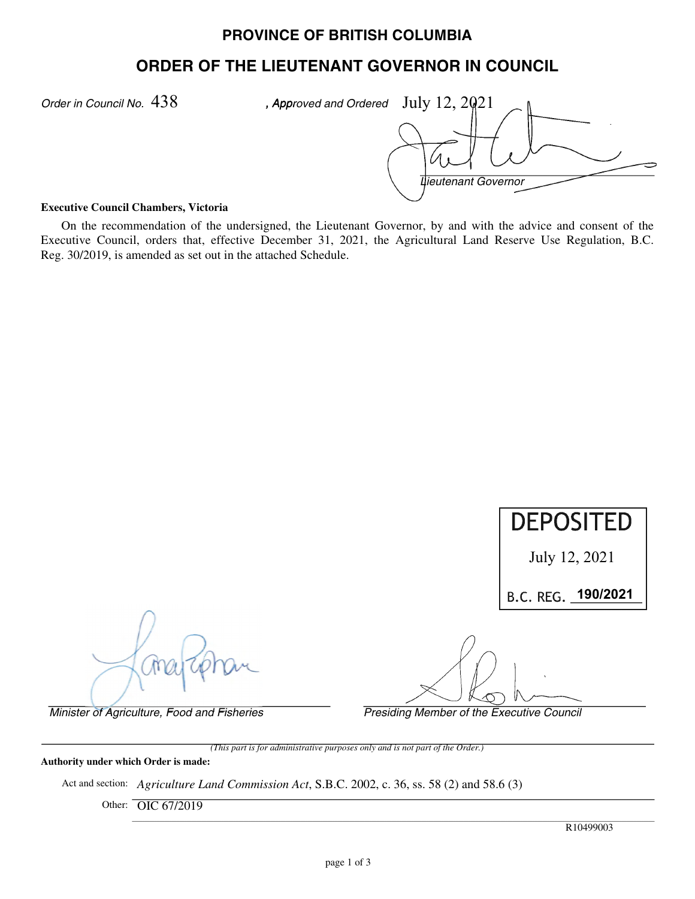# PROVINCE OF BRITISH COLUMBIA

## ORDER OF THE LIEUTENANT GOVERNOR IN COUNCIL

*Order in Council No.* 438 *, Approved and Ordered* July 12, 2021

*Lieutenant Governor*

**Executive Council Chambers, Victoria**

On the recommendation of the undersigned, the Lieutenant Governor, by and with the advice and consent of the Executive Council, orders that, effective December 31, 2021, the Agricultural Land Reserve Use Regulation, B.C. Reg. 30/2019, is amended as set out in the attached Schedule.

DEPOSITED

July 12, 2021

B.C. REG. **190/2021**

*Minister of Agriculture, Food and Fisheries*

*Presiding Member of the Executive Council*

*(This part is for administrative purposes only and is not part of the Order.)*

**Authority under which Order is made:**

Act and section: *Agriculture Land Commission Act*, S.B.C. 2002, c. 36, ss. 58 (2) and 58.6 (3)

Other: OIC 67/2019

R10499003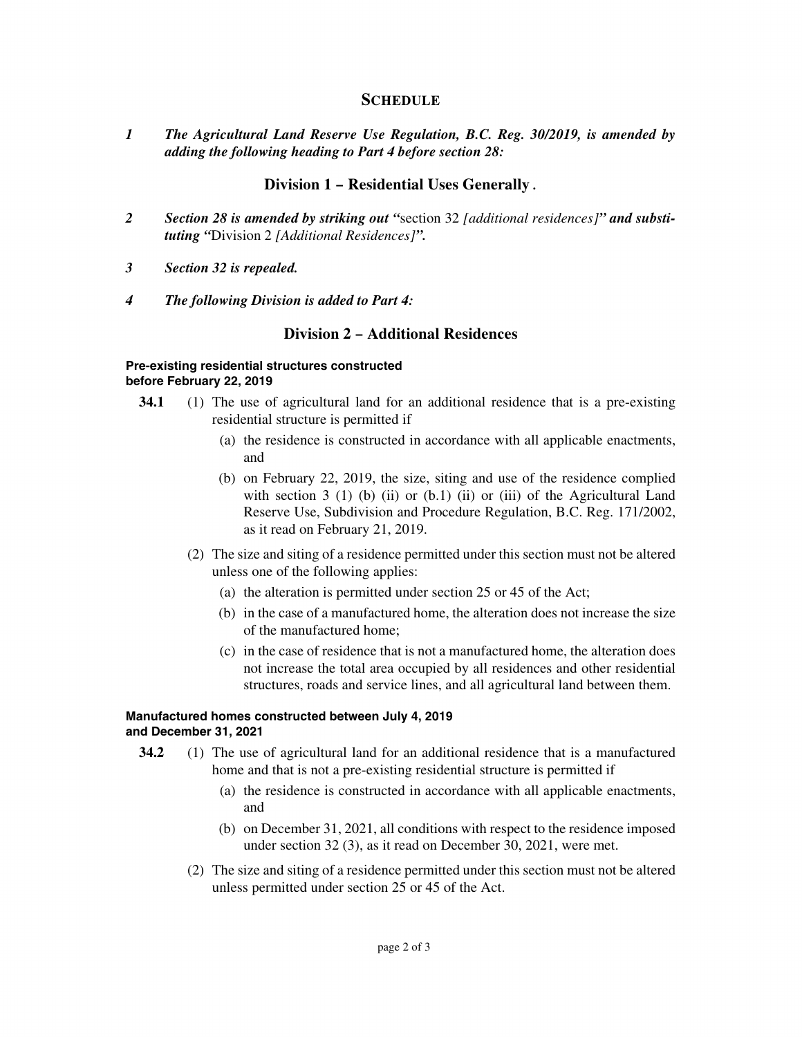## SCHEDULE

*1* ***The Agricultural Land Reserve Use Regulation, B.C. Reg. 30/2019, is amended by adding the following heading to Part 4 before section 28:***

### Division 1 – Residential Uses Generally .

*2* ***Section 28 is amended by striking out "***section 32 *[additional residences]**"** **and substituting "***Division 2 *[Additional Residences]**".***

*3* ***Section 32 is repealed.***

*4* ***The following Division is added to Part 4:***

### Division 2 – Additional Residences

**Pre-existing residential structures constructed before February 22, 2019**

**34.1** (1) The use of agricultural land for an additional residence that is a pre-existing residential structure is permitted if

(a) the residence is constructed in accordance with all applicable enactments, and

(b) on February 22, 2019, the size, siting and use of the residence complied with section 3 (1) (b) (ii) or (b.1) (ii) or (iii) of the Agricultural Land Reserve Use, Subdivision and Procedure Regulation, B.C. Reg. 171/2002, as it read on February 21, 2019.

(2) The size and siting of a residence permitted under this section must not be altered unless one of the following applies:

(a) the alteration is permitted under section 25 or 45 of the Act;

(b) in the case of a manufactured home, the alteration does not increase the size of the manufactured home;

(c) in the case of residence that is not a manufactured home, the alteration does not increase the total area occupied by all residences and other residential structures, roads and service lines, and all agricultural land between them.

**Manufactured homes constructed between July 4, 2019 and December 31, 2021**

**34.2** (1) The use of agricultural land for an additional residence that is a manufactured home and that is not a pre-existing residential structure is permitted if

(a) the residence is constructed in accordance with all applicable enactments, and

(b) on December 31, 2021, all conditions with respect to the residence imposed under section 32 (3), as it read on December 30, 2021, were met.

(2) The size and siting of a residence permitted under this section must not be altered unless permitted under section 25 or 45 of the Act.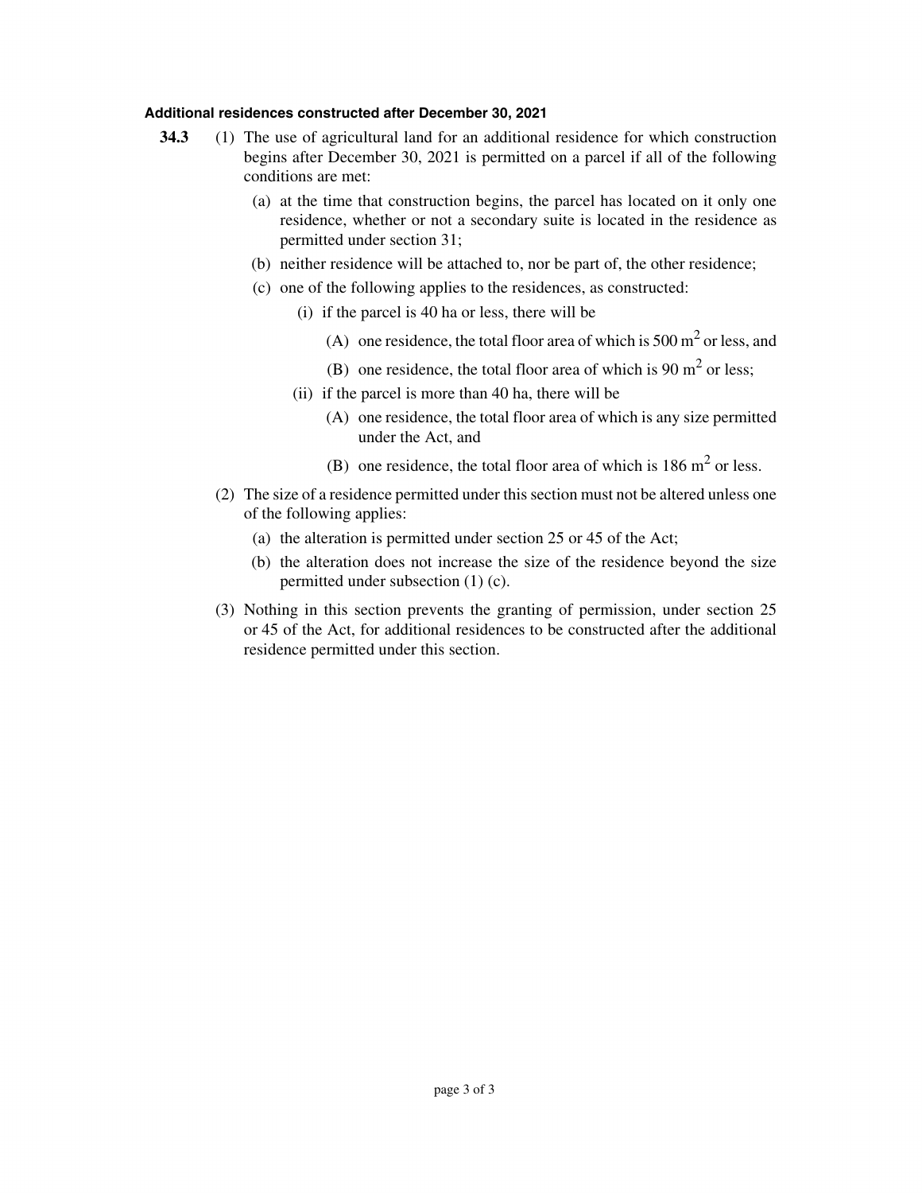**Additional residences constructed after December 30, 2021**

**34.3** (1) The use of agricultural land for an additional residence for which construction begins after December 30, 2021 is permitted on a parcel if all of the following conditions are met:

- (a) at the time that construction begins, the parcel has located on it only one residence, whether or not a secondary suite is located in the residence as permitted under section 31;
- (b) neither residence will be attached to, nor be part of, the other residence;
- (c) one of the following applies to the residences, as constructed:
  - (i) if the parcel is 40 ha or less, there will be
    - (A) one residence, the total floor area of which is 500 $m^2$ or less, and
    - (B) one residence, the total floor area of which is 90 $m^2$ or less;
  - (ii) if the parcel is more than 40 ha, there will be
    - (A) one residence, the total floor area of which is any size permitted under the Act, and
    - (B) one residence, the total floor area of which is 186 $m^2$ or less.

(2) The size of a residence permitted under this section must not be altered unless one of the following applies:

- (a) the alteration is permitted under section 25 or 45 of the Act;
- (b) the alteration does not increase the size of the residence beyond the size permitted under subsection (1) (c).

(3) Nothing in this section prevents the granting of permission, under section 25 or 45 of the Act, for additional residences to be constructed after the additional residence permitted under this section.